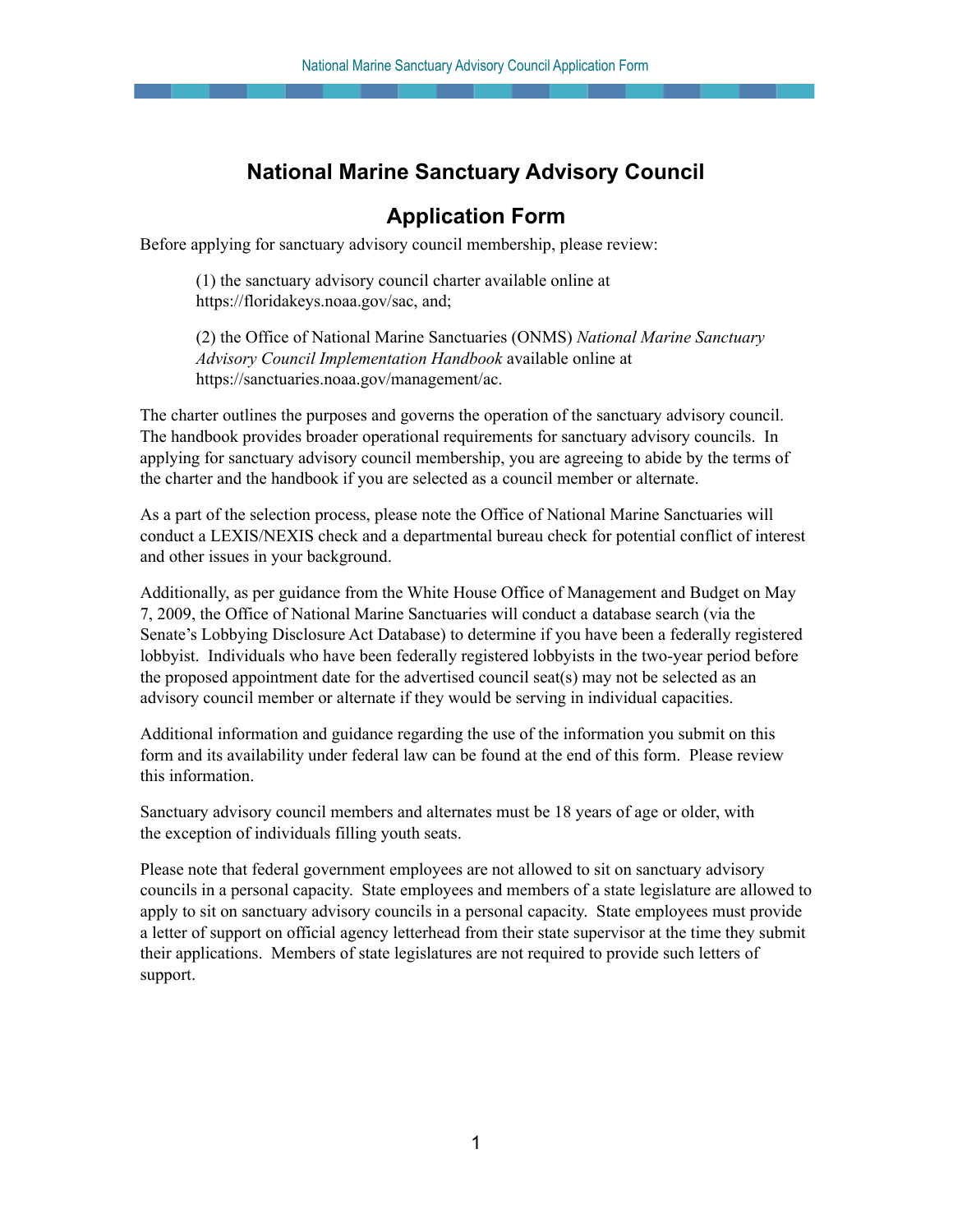# National Marine Sanctuary Advisory Council

## Application Form

Before applying for sanctuary advisory council membership, please review:

> (1) the sanctuary advisory council charter available online at https://floridakeys.noaa.gov/sac, and;
>
> (2) the Office of National Marine Sanctuaries (ONMS) *National Marine Sanctuary Advisory Council Implementation Handbook* available online at https://sanctuaries.noaa.gov/management/ac.

The charter outlines the purposes and governs the operation of the sanctuary advisory council. The handbook provides broader operational requirements for sanctuary advisory councils. In applying for sanctuary advisory council membership, you are agreeing to abide by the terms of the charter and the handbook if you are selected as a council member or alternate.

As a part of the selection process, please note the Office of National Marine Sanctuaries will conduct a LEXIS/NEXIS check and a departmental bureau check for potential conflict of interest and other issues in your background.

Additionally, as per guidance from the White House Office of Management and Budget on May 7, 2009, the Office of National Marine Sanctuaries will conduct a database search (via the Senate's Lobbying Disclosure Act Database) to determine if you have been a federally registered lobbyist. Individuals who have been federally registered lobbyists in the two-year period before the proposed appointment date for the advertised council seat(s) may not be selected as an advisory council member or alternate if they would be serving in individual capacities.

Additional information and guidance regarding the use of the information you submit on this form and its availability under federal law can be found at the end of this form. Please review this information.

Sanctuary advisory council members and alternates must be 18 years of age or older, with the exception of individuals filling youth seats.

Please note that federal government employees are not allowed to sit on sanctuary advisory councils in a personal capacity. State employees and members of a state legislature are allowed to apply to sit on sanctuary advisory councils in a personal capacity. State employees must provide a letter of support on official agency letterhead from their state supervisor at the time they submit their applications. Members of state legislatures are not required to provide such letters of support.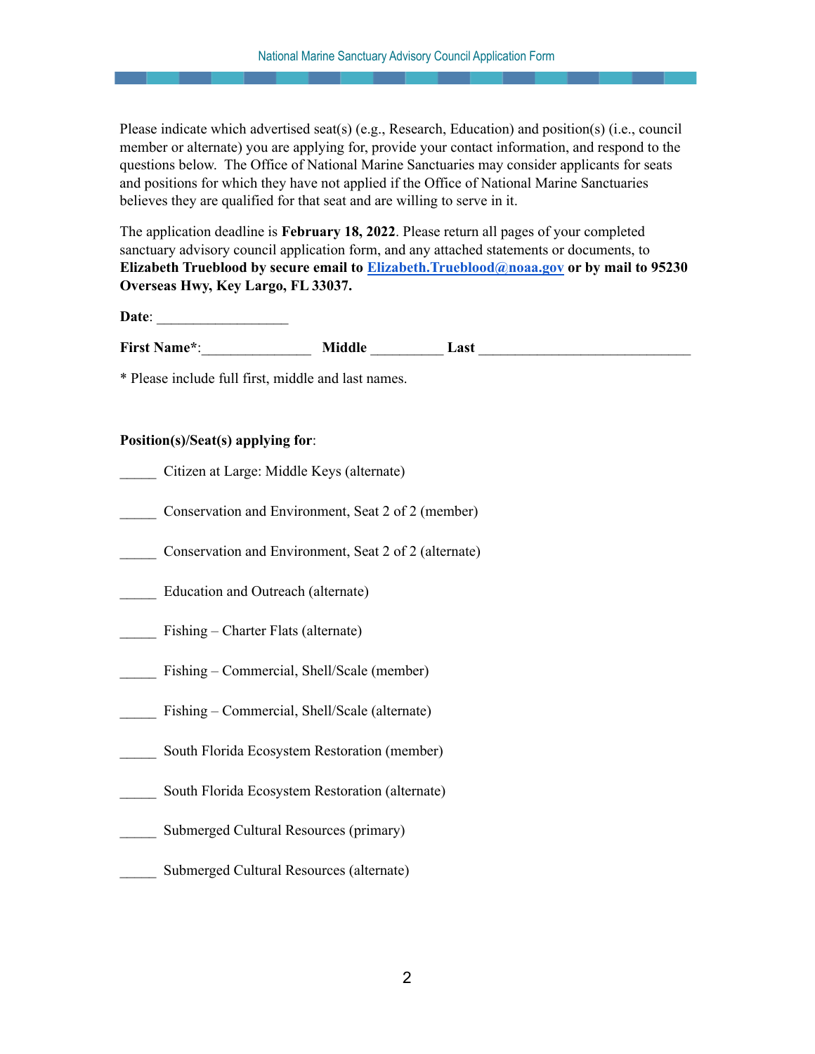Please indicate which advertised seat(s) (e.g., Research, Education) and position(s) (i.e., council member or alternate) you are applying for, provide your contact information, and respond to the questions below. The Office of National Marine Sanctuaries may consider applicants for seats and positions for which they have not applied if the Office of National Marine Sanctuaries believes they are qualified for that seat and are willing to serve in it.

The application deadline is **February 18, 2022**. Please return all pages of your completed sanctuary advisory council application form, and any attached statements or documents, to **Elizabeth Trueblood by secure email to [Elizabeth.Trueblood@noaa.gov](mailto:Elizabeth.Trueblood@noaa.gov) or by mail to 95230 Overseas Hwy, Key Largo, FL 33037.**

**Date**: ____________________

**First Name***:________________ **Middle** __________ **Last** _______________________________

* Please include full first, middle and last names.

**Position(s)/Seat(s) applying for**:

_____ Citizen at Large: Middle Keys (alternate)

_____ Conservation and Environment, Seat 2 of 2 (member)

_____ Conservation and Environment, Seat 2 of 2 (alternate)

_____ Education and Outreach (alternate)

_____ Fishing – Charter Flats (alternate)

_____ Fishing – Commercial, Shell/Scale (member)

_____ Fishing – Commercial, Shell/Scale (alternate)

_____ South Florida Ecosystem Restoration (member)

_____ South Florida Ecosystem Restoration (alternate)

_____ Submerged Cultural Resources (primary)

_____ Submerged Cultural Resources (alternate)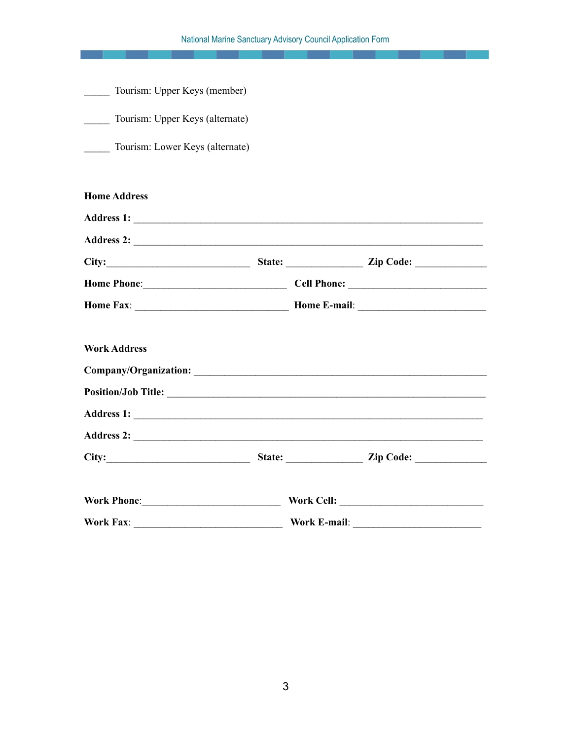_____ Tourism: Upper Keys (member)

_____ Tourism: Upper Keys (alternate)

_____ Tourism: Lower Keys (alternate)

**Home Address**

**Address 1:** ____________________________________________________________________

**Address 2:** ____________________________________________________________________

**City:**____________________________ **State:** ______________ **Zip Code:** _____________

**Home Phone**:____________________________ **Cell Phone:** ___________________________

**Home Fax**: ______________________________ **Home E-mail**: ________________________

**Work Address**

**Company/Organization:** __________________________________________________________

**Position/Job Title:** _____________________________________________________________

**Address 1:** ____________________________________________________________________

**Address 2:** ____________________________________________________________________

**City:**____________________________ **State:** ______________ **Zip Code:** _____________

**Work Phone**:___________________________ **Work Cell:** ____________________________

**Work Fax**: _____________________________ **Work E-mail**: _________________________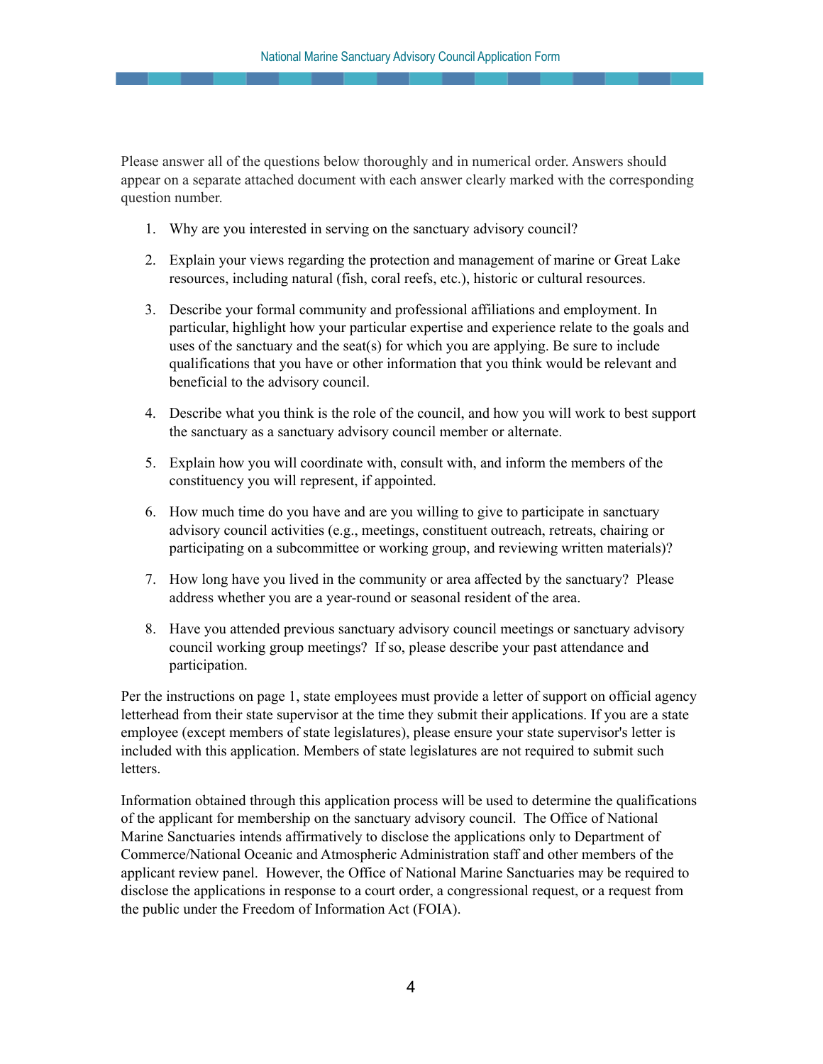Please answer all of the questions below thoroughly and in numerical order. Answers should appear on a separate attached document with each answer clearly marked with the corresponding question number.

1. Why are you interested in serving on the sanctuary advisory council?

2. Explain your views regarding the protection and management of marine or Great Lake resources, including natural (fish, coral reefs, etc.), historic or cultural resources.

3. Describe your formal community and professional affiliations and employment. In particular, highlight how your particular expertise and experience relate to the goals and uses of the sanctuary and the seat(s) for which you are applying. Be sure to include qualifications that you have or other information that you think would be relevant and beneficial to the advisory council.

4. Describe what you think is the role of the council, and how you will work to best support the sanctuary as a sanctuary advisory council member or alternate.

5. Explain how you will coordinate with, consult with, and inform the members of the constituency you will represent, if appointed.

6. How much time do you have and are you willing to give to participate in sanctuary advisory council activities (e.g., meetings, constituent outreach, retreats, chairing or participating on a subcommittee or working group, and reviewing written materials)?

7. How long have you lived in the community or area affected by the sanctuary? Please address whether you are a year-round or seasonal resident of the area.

8. Have you attended previous sanctuary advisory council meetings or sanctuary advisory council working group meetings? If so, please describe your past attendance and participation.

Per the instructions on page 1, state employees must provide a letter of support on official agency letterhead from their state supervisor at the time they submit their applications. If you are a state employee (except members of state legislatures), please ensure your state supervisor's letter is included with this application. Members of state legislatures are not required to submit such letters.

Information obtained through this application process will be used to determine the qualifications of the applicant for membership on the sanctuary advisory council. The Office of National Marine Sanctuaries intends affirmatively to disclose the applications only to Department of Commerce/National Oceanic and Atmospheric Administration staff and other members of the applicant review panel. However, the Office of National Marine Sanctuaries may be required to disclose the applications in response to a court order, a congressional request, or a request from the public under the Freedom of Information Act (FOIA).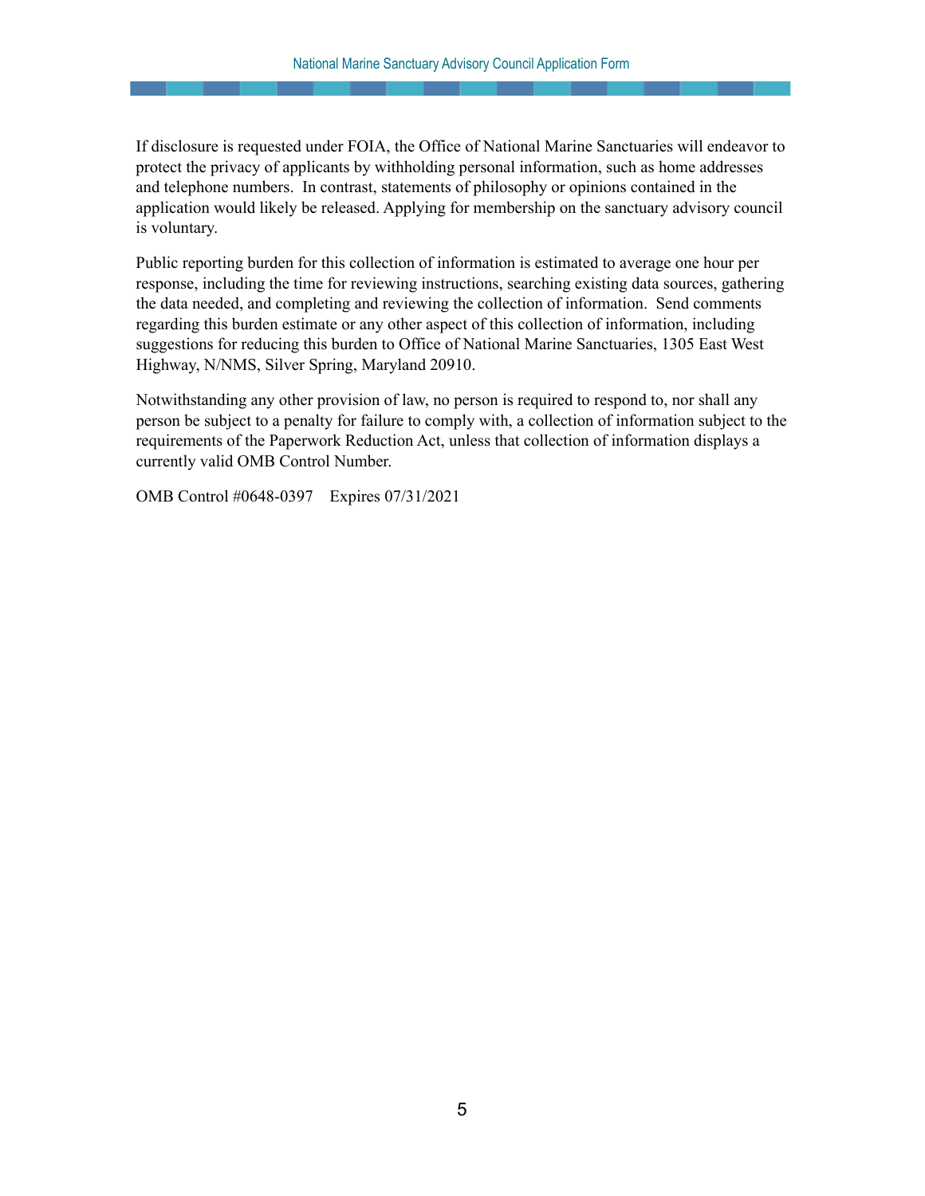If disclosure is requested under FOIA, the Office of National Marine Sanctuaries will endeavor to protect the privacy of applicants by withholding personal information, such as home addresses and telephone numbers. In contrast, statements of philosophy or opinions contained in the application would likely be released. Applying for membership on the sanctuary advisory council is voluntary.

Public reporting burden for this collection of information is estimated to average one hour per response, including the time for reviewing instructions, searching existing data sources, gathering the data needed, and completing and reviewing the collection of information. Send comments regarding this burden estimate or any other aspect of this collection of information, including suggestions for reducing this burden to Office of National Marine Sanctuaries, 1305 East West Highway, N/NMS, Silver Spring, Maryland 20910.

Notwithstanding any other provision of law, no person is required to respond to, nor shall any person be subject to a penalty for failure to comply with, a collection of information subject to the requirements of the Paperwork Reduction Act, unless that collection of information displays a currently valid OMB Control Number.

OMB Control #0648-0397 Expires 07/31/2021